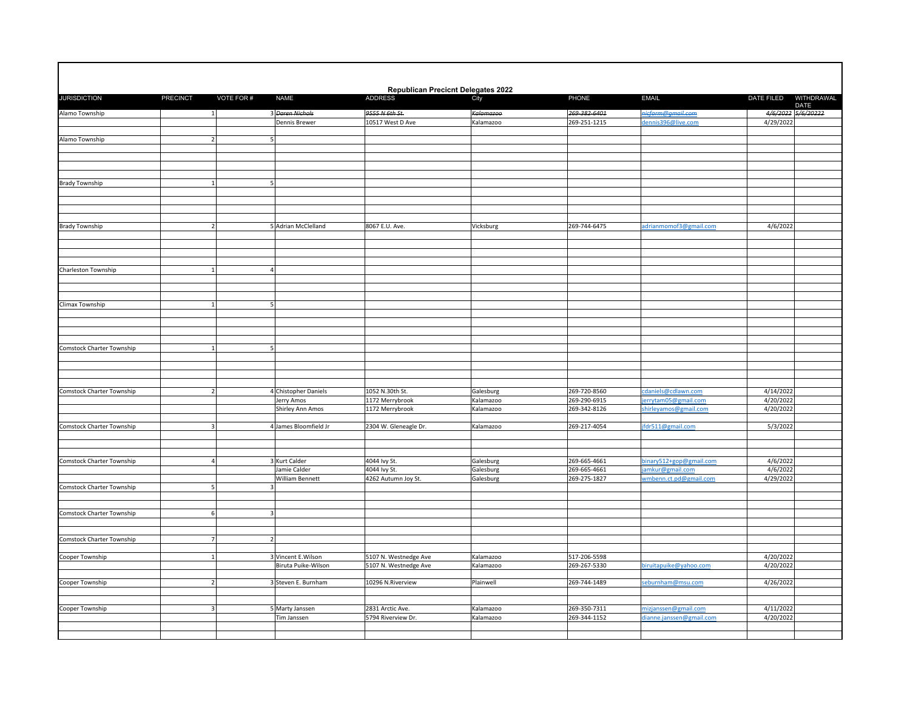## Republican Precicnt Delegates 2022

| JURISDICTION | PRECINCT | VOTE FOR # | NAME | ADDRESS | City | PHONE | EMAIL | DATE FILED | WITHDRAWAL DATE |
|---|---|---|---|---|---|---|---|---|---|
| Alamo Township | 1 | 3 | ~~Daren Nichols~~ | ~~9555 N 6th St.~~ | ~~Kalamazoo~~ | ~~269-382-6401~~ | ~~nicfarm@gmail.com~~ | ~~4/6/2022~~ | ~~5/6/20222~~ |
| | | | Dennis Brewer | 10517 West D Ave | Kalamazoo | 269-251-1215 | dennis396@live.com | 4/29/2022 | |
| | | | | | | | | | |
| Alamo Township | 2 | 5 | | | | | | | |
| | | | | | | | | | |
| | | | | | | | | | |
| | | | | | | | | | |
| | | | | | | | | | |
| Brady Township | 1 | 5 | | | | | | | |
| | | | | | | | | | |
| | | | | | | | | | |
| | | | | | | | | | |
| | | | | | | | | | |
| Brady Township | 2 | 5 | Adrian McClelland | 8067 E.U. Ave. | Vicksburg | 269-744-6475 | adrianmomof3@gmail.com | 4/6/2022 | |
| | | | | | | | | | |
| | | | | | | | | | |
| | | | | | | | | | |
| | | | | | | | | | |
| Charleston Township | 1 | 4 | | | | | | | |
| | | | | | | | | | |
| | | | | | | | | | |
| | | | | | | | | | |
| Climax Township | 1 | 5 | | | | | | | |
| | | | | | | | | | |
| | | | | | | | | | |
| | | | | | | | | | |
| | | | | | | | | | |
| Comstock Charter Township | 1 | 5 | | | | | | | |
| | | | | | | | | | |
| | | | | | | | | | |
| | | | | | | | | | |
| | | | | | | | | | |
| Comstock Charter Township | 2 | 4 | Chistopher Daniels | 1052 N.30th St. | Galesburg | 269-720-8560 | cdaniels@cdlawn.com | 4/14/2022 | |
| | | | Jerry Amos | 1172 Merrybrook | Kalamazoo | 269-290-6915 | jerrytam05@gmail.com | 4/20/2022 | |
| | | | Shirley Ann Amos | 1172 Merrybrook | Kalamazoo | 269-342-8126 | shirleyamos@gmail.com | 4/20/2022 | |
| | | | | | | | | | |
| Comstock Charter Township | 3 | 4 | James Bloomfield Jr | 2304 W. Gleneagle Dr. | Kalamazoo | 269-217-4054 | jfdr511@gmail.com | 5/3/2022 | |
| | | | | | | | | | |
| | | | | | | | | | |
| | | | | | | | | | |
| Comstock Charter Township | 4 | 3 | Kurt Calder | 4044 Ivy St. | Galesburg | 269-665-4661 | binary512+gop@gmail.com | 4/6/2022 | |
| | | | Jamie Calder | 4044 Ivy St. | Galesburg | 269-665-4661 | jamkur@gmail.com | 4/6/2022 | |
| | | | William Bennett | 4262 Autumn Joy St. | Galesburg | 269-275-1827 | wmbenn.ct.pd@gmail.com | 4/29/2022 | |
| Comstock Charter Township | 5 | 3 | | | | | | | |
| | | | | | | | | | |
| | | | | | | | | | |
| Comstock Charter Township | 6 | 3 | | | | | | | |
| | | | | | | | | | |
| | | | | | | | | | |
| Comstock Charter Township | 7 | 2 | | | | | | | |
| | | | | | | | | | |
| Cooper Township | 1 | 3 | Vincent E.Wilson | 5107 N. Westnedge Ave | Kalamazoo | 517-206-5598 | | 4/20/2022 | |
| | | | Biruta Puike-Wilson | 5107 N. Westnedge Ave | Kalamazoo | 269-267-5330 | biruitapuike@yahoo.com | 4/20/2022 | |
| | | | | | | | | | |
| Cooper Township | 2 | 3 | Steven E. Burnham | 10296 N.Riverview | Plainwell | 269-744-1489 | seburnham@msu.com | 4/26/2022 | |
| | | | | | | | | | |
| | | | | | | | | | |
| Cooper Township | 3 | 5 | Marty Janssen | 2831 Arctic Ave. | Kalamazoo | 269-350-7311 | mizjanssen@gmail.com | 4/11/2022 | |
| | | | Tim Janssen | 5794 Riverview Dr. | Kalamazoo | 269-344-1152 | dianne.janssen@gmail.com | 4/20/2022 | |
| | | | | | | | | | |
| | | | | | | | | | |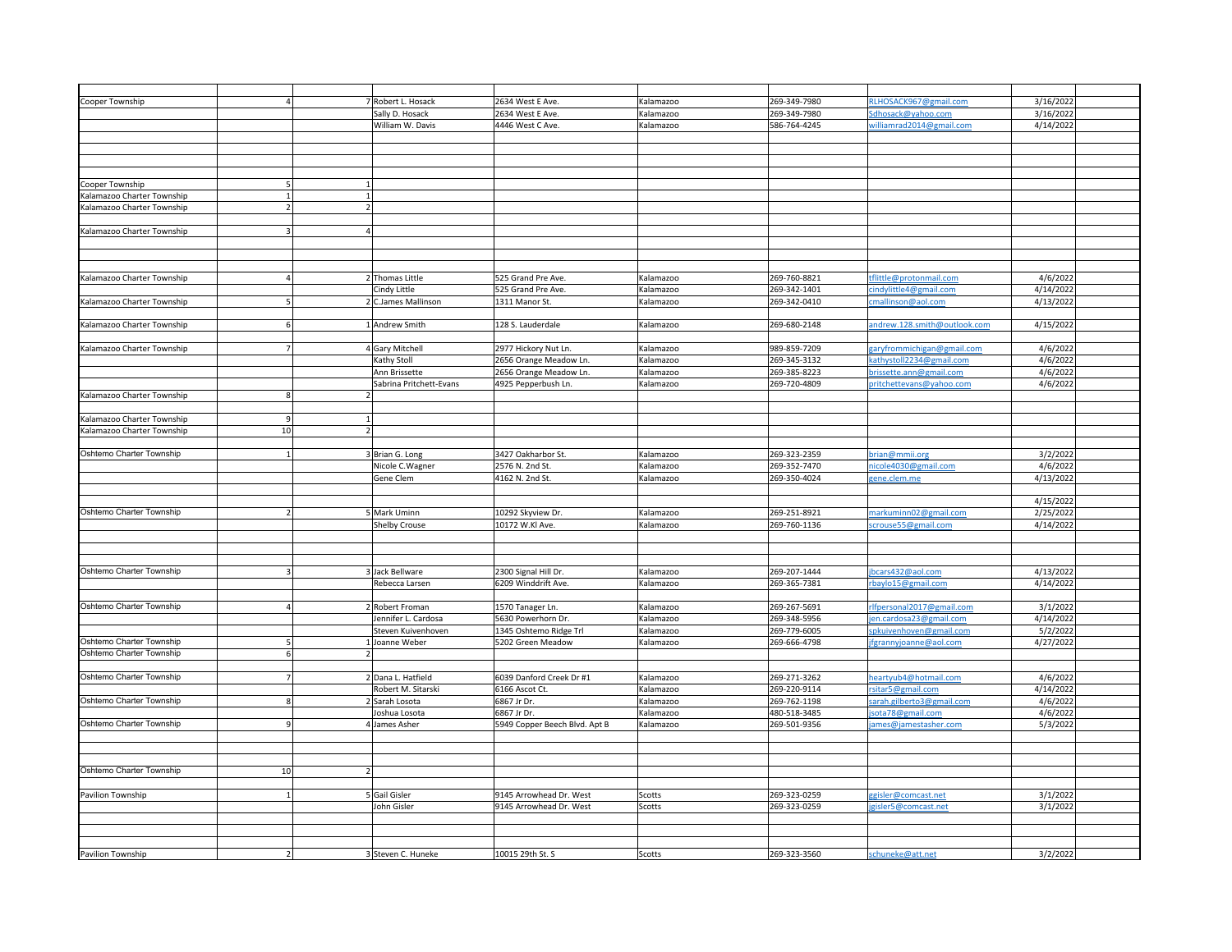| | | | | | | | | | |
|---|---|---|---|---|---|---|---|---|---|
| | | | | | | | | | |
| Cooper Township | 4 | 7 | Robert L. Hosack | 2634 West E Ave. | Kalamazoo | 269-349-7980 | RLHOSACK967@gmail.com | 3/16/2022 | |
| | | | Sally D. Hosack | 2634 West E Ave. | Kalamazoo | 269-349-7980 | Sdhosack@yahoo.com | 3/16/2022 | |
| | | | William W. Davis | 4446 West C Ave. | Kalamazoo | 586-764-4245 | williamrad2014@gmail.com | 4/14/2022 | |
| | | | | | | | | | |
| | | | | | | | | | |
| | | | | | | | | | |
| | | | | | | | | | |
| Cooper Township | 5 | 1 | | | | | | | |
| Kalamazoo Charter Township | 1 | 1 | | | | | | | |
| Kalamazoo Charter Township | 2 | 2 | | | | | | | |
| | | | | | | | | | |
| Kalamazoo Charter Township | 3 | 4 | | | | | | | |
| | | | | | | | | | |
| | | | | | | | | | |
| | | | | | | | | | |
| Kalamazoo Charter Township | 4 | 2 | Thomas Little | 525 Grand Pre Ave. | Kalamazoo | 269-760-8821 | tflittle@protonmail.com | 4/6/2022 | |
| | | | Cindy Little | 525 Grand Pre Ave. | Kalamazoo | 269-342-1401 | cindylittle4@gmail.com | 4/14/2022 | |
| Kalamazoo Charter Township | 5 | 2 | C.James Mallinson | 1311 Manor St. | Kalamazoo | 269-342-0410 | cmallinson@aol.com | 4/13/2022 | |
| | | | | | | | | | |
| Kalamazoo Charter Township | 6 | 1 | Andrew Smith | 128 S. Lauderdale | Kalamazoo | 269-680-2148 | andrew.128.smith@outlook.com | 4/15/2022 | |
| | | | | | | | | | |
| Kalamazoo Charter Township | 7 | 4 | Gary Mitchell | 2977 Hickory Nut Ln. | Kalamazoo | 989-859-7209 | garyfrommichigan@gmail.com | 4/6/2022 | |
| | | | Kathy Stoll | 2656 Orange Meadow Ln. | Kalamazoo | 269-345-3132 | kathystoll2234@gmail.com | 4/6/2022 | |
| | | | Ann Brissette | 2656 Orange Meadow Ln. | Kalamazoo | 269-385-8223 | brissette.ann@gmail.com | 4/6/2022 | |
| | | | Sabrina Pritchett-Evans | 4925 Pepperbush Ln. | Kalamazoo | 269-720-4809 | pritchettevans@yahoo.com | 4/6/2022 | |
| Kalamazoo Charter Township | 8 | 2 | | | | | | | |
| | | | | | | | | | |
| Kalamazoo Charter Township | 9 | 1 | | | | | | | |
| Kalamazoo Charter Township | 10 | 2 | | | | | | | |
| | | | | | | | | | |
| Oshtemo Charter Township | 1 | 3 | Brian G. Long | 3427 Oakharbor St. | Kalamazoo | 269-323-2359 | brian@mmii.org | 3/2/2022 | |
| | | | Nicole C.Wagner | 2576 N. 2nd St. | Kalamazoo | 269-352-7470 | nicole4030@gmail.com | 4/6/2022 | |
| | | | Gene Clem | 4162 N. 2nd St. | Kalamazoo | 269-350-4024 | gene.clem.me | 4/13/2022 | |
| | | | | | | | | | |
| | | | | | | | | 4/15/2022 | |
| Oshtemo Charter Township | 2 | 5 | Mark Uminn | 10292 Skyview Dr. | Kalamazoo | 269-251-8921 | markuminn02@gmail.com | 2/25/2022 | |
| | | | Shelby Crouse | 10172 W.Kl Ave. | Kalamazoo | 269-760-1136 | scrouse55@gmail.com | 4/14/2022 | |
| | | | | | | | | | |
| | | | | | | | | | |
| | | | | | | | | | |
| Oshtemo Charter Township | 3 | 3 | Jack Bellware | 2300 Signal Hill Dr. | Kalamazoo | 269-207-1444 | jbcars432@aol.com | 4/13/2022 | |
| | | | Rebecca Larsen | 6209 Winddrift Ave. | Kalamazoo | 269-365-7381 | rbaylo15@gmail.com | 4/14/2022 | |
| | | | | | | | | | |
| Oshtemo Charter Township | 4 | 2 | Robert Froman | 1570 Tanager Ln. | Kalamazoo | 269-267-5691 | rlfpersonal2017@gmail.com | 3/1/2022 | |
| | | | Jennifer L. Cardosa | 5630 Powerhorn Dr. | Kalamazoo | 269-348-5956 | jen.cardosa23@gmail.com | 4/14/2022 | |
| | | | Steven Kuivenhoven | 1345 Oshtemo Ridge Trl | Kalamazoo | 269-779-6005 | spkuivenhoven@gmail.com | 5/2/2022 | |
| Oshtemo Charter Township | 5 | 1 | Joanne Weber | 5202 Green Meadow | Kalamazoo | 269-666-4798 | jfgrannyjoanne@aol.com | 4/27/2022 | |
| Oshtemo Charter Township | 6 | 2 | | | | | | | |
| | | | | | | | | | |
| Oshtemo Charter Township | 7 | 2 | Dana L. Hatfield | 6039 Danford Creek Dr #1 | Kalamazoo | 269-271-3262 | heartyub4@hotmail.com | 4/6/2022 | |
| | | | Robert M. Sitarski | 6166 Ascot Ct. | Kalamazoo | 269-220-9114 | rsitar5@gmail.com | 4/14/2022 | |
| Oshtemo Charter Township | 8 | 2 | Sarah Losota | 6867 Jr Dr. | Kalamazoo | 269-762-1198 | sarah.gilberto3@gmail.com | 4/6/2022 | |
| | | | Joshua Losota | 6867 Jr Dr. | Kalamazoo | 480-518-3485 | jsota78@gmail.com | 4/6/2022 | |
| Oshtemo Charter Township | 9 | 4 | James Asher | 5949 Copper Beech Blvd. Apt B | Kalamazoo | 269-501-9356 | james@jamestasher.com | 5/3/2022 | |
| | | | | | | | | | |
| | | | | | | | | | |
| | | | | | | | | | |
| Oshtemo Charter Township | 10 | 2 | | | | | | | |
| | | | | | | | | | |
| Pavilion Township | 1 | 5 | Gail Gisler | 9145 Arrowhead Dr. West | Scotts | 269-323-0259 | ggisler@comcast.net | 3/1/2022 | |
| | | | John Gisler | 9145 Arrowhead Dr. West | Scotts | 269-323-0259 | jgisler5@comcast.net | 3/1/2022 | |
| | | | | | | | | | |
| | | | | | | | | | |
| | | | | | | | | | |
| Pavilion Township | 2 | 3 | Steven C. Huneke | 10015 29th St. S | Scotts | 269-323-3560 | schuneke@att.net | 3/2/2022 | |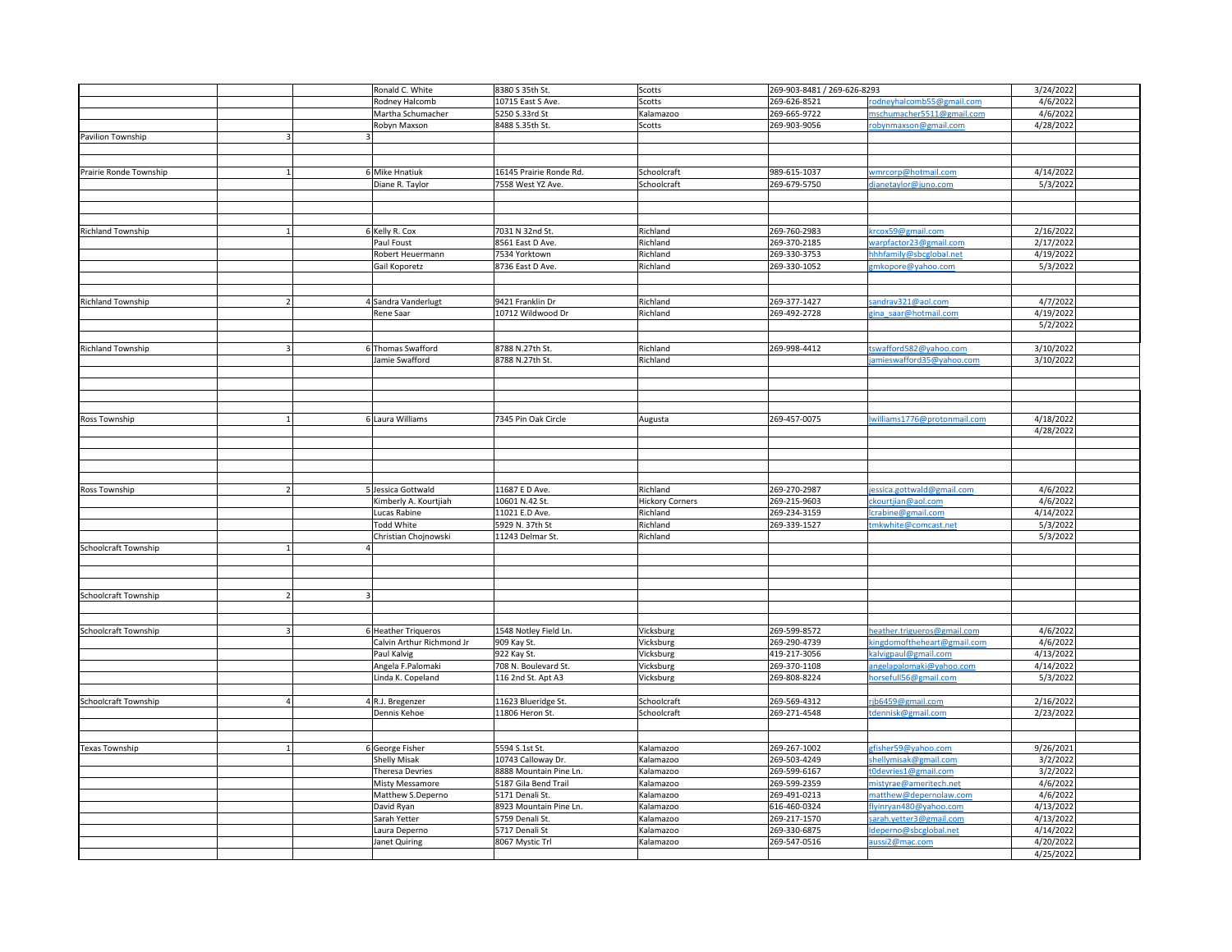| | | | | | | | | | |
|---|---|---|---|---|---|---|---|---|---|
| | | | Ronald C. White | 8380 S 35th St. | Scotts | 269-903-8481 / 269-626-8293 | | 3/24/2022 | |
| | | | Rodney Halcomb | 10715 East S Ave. | Scotts | 269-626-8521 | rodneyhalcomb55@gmail.com | 4/6/2022 | |
| | | | Martha Schumacher | 5250 S.33rd St | Kalamazoo | 269-665-9722 | mschumacher5511@gmail.com | 4/6/2022 | |
| | | | Robyn Maxson | 8488 S.35th St. | Scotts | 269-903-9056 | robynmaxson@gmail.com | 4/28/2022 | |
| Pavilion Township | 3 | 3 | | | | | | | |
| | | | | | | | | | |
| | | | | | | | | | |
| Prairie Ronde Township | 1 | 6 | Mike Hnatiuk | 16145 Prairie Ronde Rd. | Schoolcraft | 989-615-1037 | wmrcorp@hotmail.com | 4/14/2022 | |
| | | | Diane R. Taylor | 7558 West YZ Ave. | Schoolcraft | 269-679-5750 | dianetaylor@juno.com | 5/3/2022 | |
| | | | | | | | | | |
| | | | | | | | | | |
| | | | | | | | | | |
| Richland Township | 1 | 6 | Kelly R. Cox | 7031 N 32nd St. | Richland | 269-760-2983 | krcox59@gmail.com | 2/16/2022 | |
| | | | Paul Foust | 8561 East D Ave. | Richland | 269-370-2185 | warpfactor23@gmail.com | 2/17/2022 | |
| | | | Robert Heuermann | 7534 Yorktown | Richland | 269-330-3753 | hhhfamily@sbcglobal.net | 4/19/2022 | |
| | | | Gail Koporetz | 8736 East D Ave. | Richland | 269-330-1052 | gmkopore@yahoo.com | 5/3/2022 | |
| | | | | | | | | | |
| | | | | | | | | | |
| Richland Township | 2 | 4 | Sandra Vanderlugt | 9421 Franklin Dr | Richland | 269-377-1427 | sandrav321@aol.com | 4/7/2022 | |
| | | | Rene Saar | 10712 Wildwood Dr | Richland | 269-492-2728 | gina_saar@hotmail.com | 4/19/2022 | |
| | | | | | | | | 5/2/2022 | |
| | | | | | | | | | |
| Richland Township | 3 | 6 | Thomas Swafford | 8788 N.27th St. | Richland | 269-998-4412 | tswafford582@yahoo.com | 3/10/2022 | |
| | | | Jamie Swafford | 8788 N.27th St. | Richland | | jamieswafford35@yahoo.com | 3/10/2022 | |
| | | | | | | | | | |
| | | | | | | | | | |
| | | | | | | | | | |
| | | | | | | | | | |
| Ross Township | 1 | 6 | Laura Williams | 7345 Pin Oak Circle | Augusta | 269-457-0075 | lwilliams1776@protonmail.com | 4/18/2022 | |
| | | | | | | | | 4/28/2022 | |
| | | | | | | | | | |
| | | | | | | | | | |
| | | | | | | | | | |
| | | | | | | | | | |
| Ross Township | 2 | 5 | Jessica Gottwald | 11687 E D Ave. | Richland | 269-270-2987 | jessica.gottwald@gmail.com | 4/6/2022 | |
| | | | Kimberly A. Kourtjiah | 10601 N.42 St. | Hickory Corners | 269-215-9603 | ckourtjian@aol.com | 4/6/2022 | |
| | | | Lucas Rabine | 11021 E.D Ave. | Richland | 269-234-3159 | lcrabine@gmail.com | 4/14/2022 | |
| | | | Todd White | 5929 N. 37th St | Richland | 269-339-1527 | tmkwhite@comcast.net | 5/3/2022 | |
| | | | Christian Chojnowski | 11243 Delmar St. | Richland | | | 5/3/2022 | |
| Schoolcraft Township | 1 | 4 | | | | | | | |
| | | | | | | | | | |
| | | | | | | | | | |
| | | | | | | | | | |
| Schoolcraft Township | 2 | 3 | | | | | | | |
| | | | | | | | | | |
| | | | | | | | | | |
| Schoolcraft Township | 3 | 6 | Heather Triqueros | 1548 Notley Field Ln. | Vicksburg | 269-599-8572 | heather.trigueros@gmail.com | 4/6/2022 | |
| | | | Calvin Arthur Richmond Jr | 909 Kay St. | Vicksburg | 269-290-4739 | kingdomoftheheart@gmail.com | 4/6/2022 | |
| | | | Paul Kalvig | 922 Kay St. | Vicksburg | 419-217-3056 | kalvigpaul@gmail.com | 4/13/2022 | |
| | | | Angela F.Palomaki | 708 N. Boulevard St. | Vicksburg | 269-370-1108 | angelapalomaki@yahoo.com | 4/14/2022 | |
| | | | Linda K. Copeland | 116 2nd St. Apt A3 | Vicksburg | 269-808-8224 | horsefull56@gmail.com | 5/3/2022 | |
| | | | | | | | | | |
| Schoolcraft Township | 4 | 4 | R.J. Bregenzer | 11623 Blueridge St. | Schoolcraft | 269-569-4312 | rjb6459@gmail.com | 2/16/2022 | |
| | | | Dennis Kehoe | 11806 Heron St. | Schoolcraft | 269-271-4548 | tdennisk@gmail.com | 2/23/2022 | |
| | | | | | | | | | |
| | | | | | | | | | |
| Texas Township | 1 | 6 | George Fisher | 5594 S.1st St. | Kalamazoo | 269-267-1002 | gfisher59@yahoo.com | 9/26/2021 | |
| | | | Shelly Misak | 10743 Calloway Dr. | Kalamazoo | 269-503-4249 | shellymisak@gmail.com | 3/2/2022 | |
| | | | Theresa Devries | 8888 Mountain Pine Ln. | Kalamazoo | 269-599-6167 | t0devries1@gmail.com | 3/2/2022 | |
| | | | Misty Messamore | 5187 Gila Bend Trail | Kalamazoo | 269-599-2359 | mistyrae@ameritech.net | 4/6/2022 | |
| | | | Matthew S.Deperno | 5171 Denali St. | Kalamazoo | 269-491-0213 | matthew@depernolaw.com | 4/6/2022 | |
| | | | David Ryan | 8923 Mountain Pine Ln. | Kalamazoo | 616-460-0324 | flyinryan480@yahoo.com | 4/13/2022 | |
| | | | Sarah Yetter | 5759 Denali St. | Kalamazoo | 269-217-1570 | sarah.yetter3@gmail.com | 4/13/2022 | |
| | | | Laura Deperno | 5717 Denali St | Kalamazoo | 269-330-6875 | ldeperno@sbcglobal.net | 4/14/2022 | |
| | | | Janet Quiring | 8067 Mystic Trl | Kalamazoo | 269-547-0516 | aussi2@mac.com | 4/20/2022 | |
| | | | | | | | | 4/25/2022 | |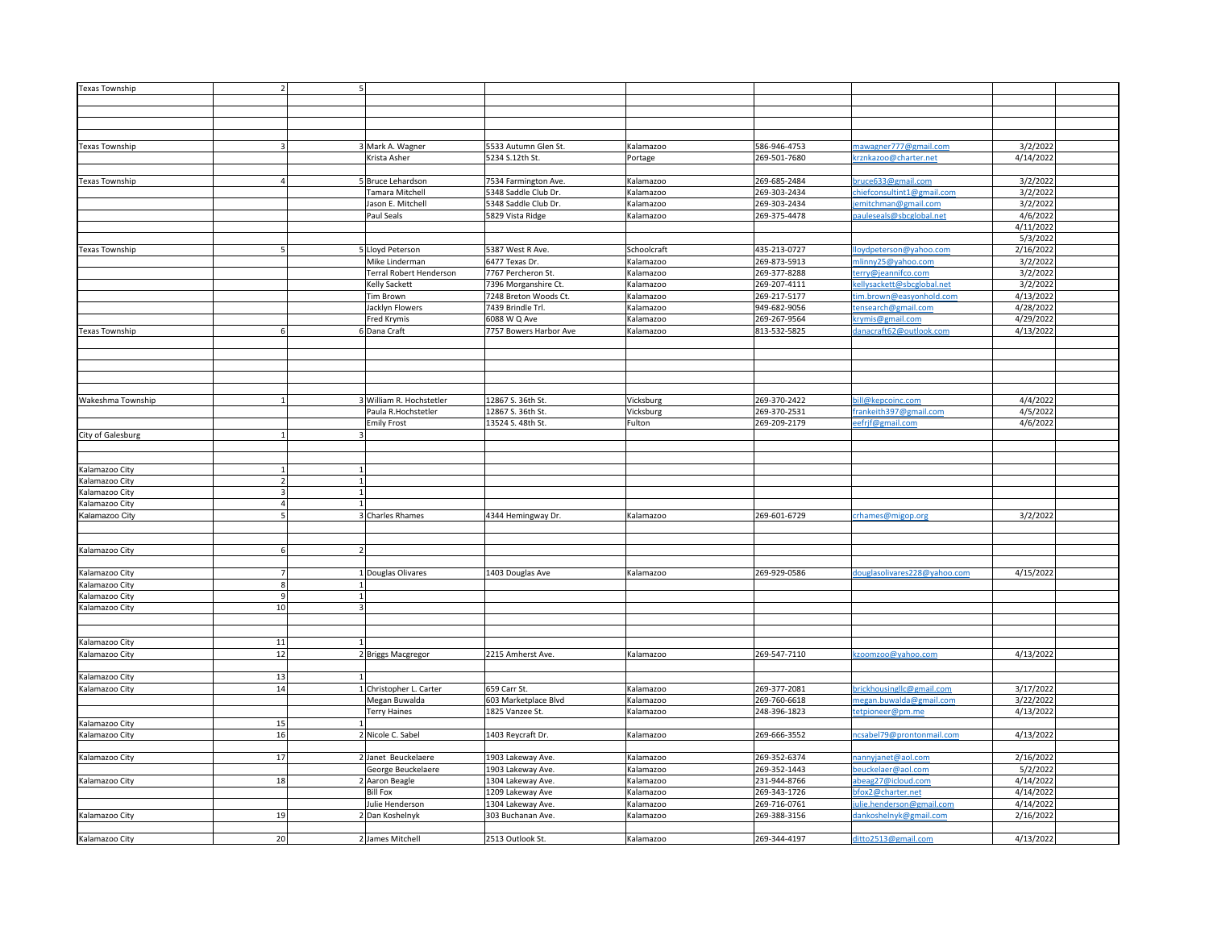| | | | | | | | | | |
|---|---|---|---|---|---|---|---|---|---|
| Texas Township | 2 | 5 | | | | | | | |
| | | | | | | | | | |
| | | | | | | | | | |
| | | | | | | | | | |
| | | | | | | | | | |
| Texas Township | 3 | 3 | Mark A. Wagner | 5533 Autumn Glen St. | Kalamazoo | 586-946-4753 | mawagner777@gmail.com | 3/2/2022 | |
| | | | Krista Asher | 5234 S.12th St. | Portage | 269-501-7680 | krznkazoo@charter.net | 4/14/2022 | |
| | | | | | | | | | |
| Texas Township | 4 | 5 | Bruce Lehardson | 7534 Farmington Ave. | Kalamazoo | 269-685-2484 | bruce633@gmail.com | 3/2/2022 | |
| | | | Tamara Mitchell | 5348 Saddle Club Dr. | Kalamazoo | 269-303-2434 | chiefconsultint1@gmail.com | 3/2/2022 | |
| | | | Jason E. Mitchell | 5348 Saddle Club Dr. | Kalamazoo | 269-303-2434 | jemitchman@gmail.com | 3/2/2022 | |
| | | | Paul Seals | 5829 Vista Ridge | Kalamazoo | 269-375-4478 | pauleseals@sbcglobal.net | 4/6/2022 | |
| | | | | | | | | 4/11/2022 | |
| | | | | | | | | 5/3/2022 | |
| Texas Township | 5 | 5 | Lloyd Peterson | 5387 West R Ave. | Schoolcraft | 435-213-0727 | lloydpeterson@yahoo.com | 2/16/2022 | |
| | | | Mike Linderman | 6477 Texas Dr. | Kalamazoo | 269-873-5913 | mlinny25@yahoo.com | 3/2/2022 | |
| | | | Terral Robert Henderson | 7767 Percheron St. | Kalamazoo | 269-377-8288 | terry@jeannifco.com | 3/2/2022 | |
| | | | Kelly Sackett | 7396 Morganshire Ct. | Kalamazoo | 269-207-4111 | kellysackett@sbcglobal.net | 3/2/2022 | |
| | | | Tim Brown | 7248 Breton Woods Ct. | Kalamazoo | 269-217-5177 | tim.brown@easyonhold.com | 4/13/2022 | |
| | | | Jacklyn Flowers | 7439 Brindle Trl. | Kalamazoo | 949-682-9056 | tensearch@gmail.com | 4/28/2022 | |
| | | | Fred Krymis | 6088 W Q Ave | Kalamazoo | 269-267-9564 | krymis@gmail.com | 4/29/2022 | |
| Texas Township | 6 | 6 | Dana Craft | 7757 Bowers Harbor Ave | Kalamazoo | 813-532-5825 | danacraft62@outlook.com | 4/13/2022 | |
| | | | | | | | | | |
| | | | | | | | | | |
| | | | | | | | | | |
| | | | | | | | | | |
| | | | | | | | | | |
| Wakeshma Township | 1 | 3 | William R. Hochstetler | 12867 S. 36th St. | Vicksburg | 269-370-2422 | bill@kepcoinc.com | 4/4/2022 | |
| | | | Paula R.Hochstetler | 12867 S. 36th St. | Vicksburg | 269-370-2531 | frankeith397@gmail.com | 4/5/2022 | |
| | | | Emily Frost | 13524 S. 48th St. | Fulton | 269-209-2179 | eefrjf@gmail.com | 4/6/2022 | |
| City of Galesburg | 1 | 3 | | | | | | | |
| | | | | | | | | | |
| | | | | | | | | | |
| Kalamazoo City | 1 | 1 | | | | | | | |
| Kalamazoo City | 2 | 1 | | | | | | | |
| Kalamazoo City | 3 | 1 | | | | | | | |
| Kalamazoo City | 4 | 1 | | | | | | | |
| Kalamazoo City | 5 | 3 | Charles Rhames | 4344 Hemingway Dr. | Kalamazoo | 269-601-6729 | crhames@migop.org | 3/2/2022 | |
| | | | | | | | | | |
| | | | | | | | | | |
| Kalamazoo City | 6 | 2 | | | | | | | |
| | | | | | | | | | |
| Kalamazoo City | 7 | 1 | Douglas Olivares | 1403 Douglas Ave | Kalamazoo | 269-929-0586 | douglasolivares228@yahoo.com | 4/15/2022 | |
| Kalamazoo City | 8 | 1 | | | | | | | |
| Kalamazoo City | 9 | 1 | | | | | | | |
| Kalamazoo City | 10 | 3 | | | | | | | |
| | | | | | | | | | |
| | | | | | | | | | |
| Kalamazoo City | 11 | 1 | | | | | | | |
| Kalamazoo City | 12 | 2 | Briggs Macgregor | 2215 Amherst Ave. | Kalamazoo | 269-547-7110 | kzoomzoo@yahoo.com | 4/13/2022 | |
| | | | | | | | | | |
| Kalamazoo City | 13 | 1 | | | | | | | |
| Kalamazoo City | 14 | 1 | Christopher L. Carter | 659 Carr St. | Kalamazoo | 269-377-2081 | brickhousingllc@gmail.com | 3/17/2022 | |
| | | | Megan Buwalda | 603 Marketplace Blvd | Kalamazoo | 269-760-6618 | megan.buwalda@gmail.com | 3/22/2022 | |
| | | | Terry Haines | 1825 Vanzee St. | Kalamazoo | 248-396-1823 | tetpioneer@pm.me | 4/13/2022 | |
| Kalamazoo City | 15 | 1 | | | | | | | |
| Kalamazoo City | 16 | 2 | Nicole C. Sabel | 1403 Reycraft Dr. | Kalamazoo | 269-666-3552 | ncsabel79@prontonmail.com | 4/13/2022 | |
| | | | | | | | | | |
| Kalamazoo City | 17 | 2 | Janet Beuckelaere | 1903 Lakeway Ave. | Kalamazoo | 269-352-6374 | nannyjanet@aol.com | 2/16/2022 | |
| | | | George Beuckelaere | 1903 Lakeway Ave. | Kalamazoo | 269-352-1443 | beuckelaer@aol.com | 5/2/2022 | |
| Kalamazoo City | 18 | 2 | Aaron Beagle | 1304 Lakeway Ave. | Kalamazoo | 231-944-8766 | abeag27@icloud.com | 4/14/2022 | |
| | | | Bill Fox | 1209 Lakeway Ave | Kalamazoo | 269-343-1726 | bfox2@charter.net | 4/14/2022 | |
| | | | Julie Henderson | 1304 Lakeway Ave. | Kalamazoo | 269-716-0761 | julie.henderson@gmail.com | 4/14/2022 | |
| Kalamazoo City | 19 | 2 | Dan Koshelnyk | 303 Buchanan Ave. | Kalamazoo | 269-388-3156 | dankoshelnyk@gmail.com | 2/16/2022 | |
| | | | | | | | | | |
| Kalamazoo City | 20 | 2 | James Mitchell | 2513 Outlook St. | Kalamazoo | 269-344-4197 | ditto2513@gmail.com | 4/13/2022 | |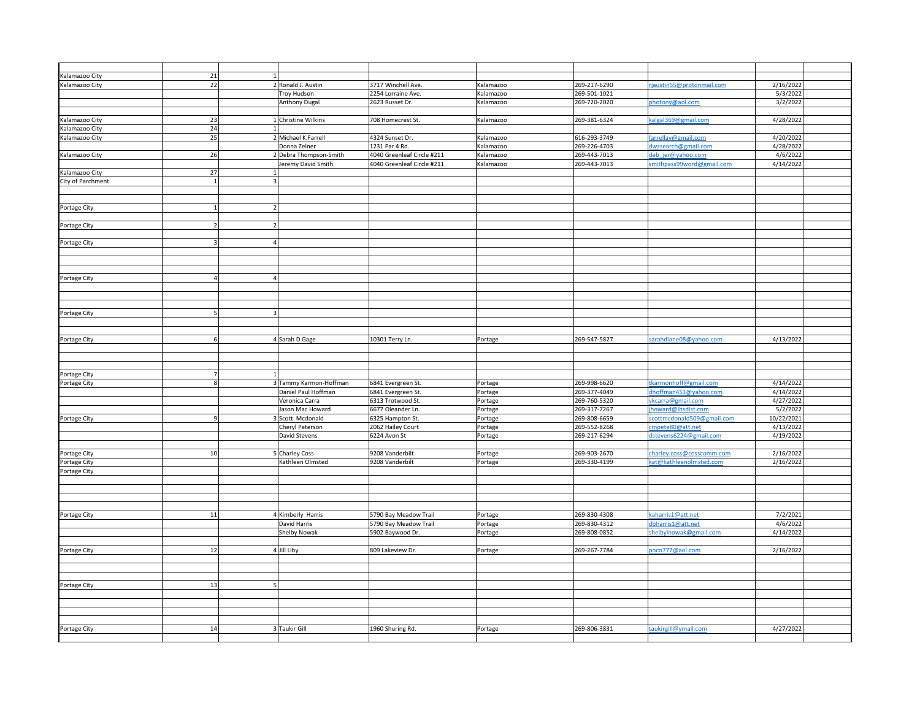| | | | | | | | | | |
|---|---|---|---|---|---|---|---|---|---|
| Kalamazoo City | 21 | 1 | | | | | | | |
| Kalamazoo City | 22 | 2 | Ronald J. Austin | 3717 Winchell Ave. | Kalamazoo | 269-217-6290 | rjaustin55@protonmail.com | 2/16/2022 | |
| | | | Troy Hudson | 2254 Lorraine Ave. | Kalamazoo | 269-501-1021 | | 5/3/2022 | |
| | | | Anthony Dugal | 2623 Russet Dr. | Kalamazoo | 269-720-2020 | photony@aol.com | 3/2/2022 | |
| | | | | | | | | | |
| Kalamazoo City | 23 | 1 | Christine Wilkins | 708 Homecrest St. | Kalamazoo | 269-381-6324 | kalgal369@gmail.com | 4/28/2022 | |
| Kalamazoo City | 24 | 1 | | | | | | | |
| Kalamazoo City | 25 | 2 | Michael K.Farrell | 4324 Sunset Dr. | Kalamazoo | 616-293-3749 | farrellav@gmail.com | 4/20/2022 | |
| | | | Donna Zelner | 1231 Par 4 Rd. | Kalamazoo | 269-226-4703 | dwzsearch@gmail.com | 4/28/2022 | |
| Kalamazoo City | 26 | 2 | Debra Thompson-Smith | 4040 Greenleaf Circle #211 | Kalamazoo | 269-443-7013 | deb_jer@yahoo.com | 4/6/2022 | |
| | | | Jeremy David Smith | 4040 Greenleaf Circle #211 | Kalamazoo | 269-443-7013 | smithpass99word@gmail.com | 4/14/2022 | |
| Kalamazoo City | 27 | 1 | | | | | | | |
| City of Parchment | 1 | 3 | | | | | | | |
| | | | | | | | | | |
| | | | | | | | | | |
| Portage City | 1 | 2 | | | | | | | |
| | | | | | | | | | |
| Portage City | 2 | 2 | | | | | | | |
| | | | | | | | | | |
| Portage City | 3 | 4 | | | | | | | |
| | | | | | | | | | |
| | | | | | | | | | |
| | | | | | | | | | |
| Portage City | 4 | 4 | | | | | | | |
| | | | | | | | | | |
| | | | | | | | | | |
| | | | | | | | | | |
| Portage City | 5 | 3 | | | | | | | |
| | | | | | | | | | |
| | | | | | | | | | |
| Portage City | 6 | 4 | Sarah D Gage | 10301 Terry Ln. | Portage | 269-547-5827 | sarahdiane08@yahoo.com | 4/13/2022 | |
| | | | | | | | | | |
| | | | | | | | | | |
| | | | | | | | | | |
| Portage City | 7 | 1 | | | | | | | |
| Portage City | 8 | 3 | Tammy Karmon-Hoffman | 6841 Evergreen St. | Portage | 269-998-6620 | tkarmonhoff@gmail.com | 4/14/2022 | |
| | | | Daniel Paul Hoffman | 6841 Evergreen St. | Portage | 269-377-4049 | dhoffman451@yahoo.com | 4/14/2022 | |
| | | | Veronica Carra | 6313 Trotwood St. | Portage | 269-760-5320 | vkcarra@gmail.com | 4/27/2022 | |
| | | | Jason Mac Howard | 6677 Oleander Ln. | Portage | 269-317-7267 | jhoward@ihsdist.com | 5/2/2022 | |
| Portage City | 9 | 3 | Scott Mcdonald | 6325 Hampton St. | Portage | 269-808-6659 | scottmcdonald509@gmail.com | 10/22/2021 | |
| | | | Cheryl Peterson | 2062 Hailey Court | Portage | 269-552-8268 | cmpete80@att.net | 4/13/2022 | |
| | | | David Stevens | 6224 Avon St | Portage | 269-217-6294 | dstevens6224@gmail.com | 4/19/2022 | |
| | | | | | | | | | |
| Portage City | 10 | 5 | Charley Coss | 9208 Vanderbilt | Portage | 269-903-2670 | charley.coss@cosscomm.com | 2/16/2022 | |
| Portage City | | | Kathleen Olmsted | 9208 Vanderbilt | Portage | 269-330-4199 | kat@kathleenolmsted.com | 2/16/2022 | |
| Portage City | | | | | | | | | |
| | | | | | | | | | |
| | | | | | | | | | |
| | | | | | | | | | |
| | | | | | | | | | |
| Portage City | 11 | 4 | Kimberly Harris | 5790 Bay Meadow Trail | Portage | 269-830-4308 | kaharris1@att.net | 7/2/2021 | |
| | | | David Harris | 5790 Bay Meadow Trail | Portage | 269-830-4312 | dbharris1@att.net | 4/6/2022 | |
| | | | Shelby Nowak | 5902 Baywood Dr. | Portage | 269-808-0852 | shelbylnowak@gmail.com | 4/14/2022 | |
| | | | | | | | | | |
| Portage City | 12 | 4 | Jill Liby | 809 Lakeview Dr. | Portage | 269-267-7784 | poco777@aol.com | 2/16/2022 | |
| | | | | | | | | | |
| | | | | | | | | | |
| | | | | | | | | | |
| Portage City | 13 | 5 | | | | | | | |
| | | | | | | | | | |
| | | | | | | | | | |
| | | | | | | | | | |
| | | | | | | | | | |
| Portage City | 14 | 3 | Taukir Gill | 1960 Shuring Rd. | Portage | 269-806-3831 | taukirgill@ymail.com | 4/27/2022 | |
| | | | | | | | | | |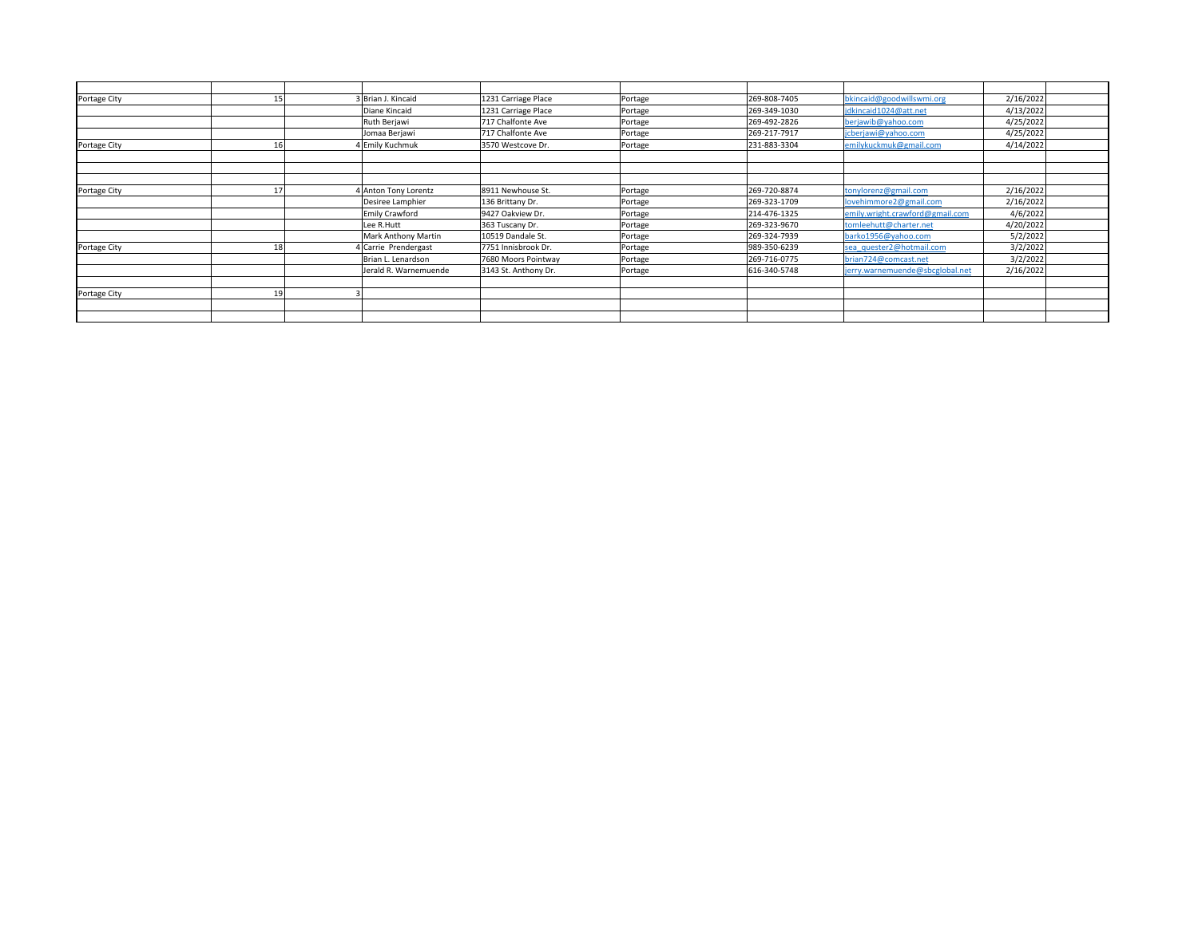| | | | | | | | | | |
|---|---|---|---|---|---|---|---|---|---|
| | | | | | | | | | |
| Portage City | 15 | 3 | Brian J. Kincaid | 1231 Carriage Place | Portage | 269-808-7405 | bkincaid@goodwillswmi.org | 2/16/2022 | |
| | | | Diane Kincaid | 1231 Carriage Place | Portage | 269-349-1030 | idkincaid1024@att.net | 4/13/2022 | |
| | | | Ruth Berjawi | 717 Chalfonte Ave | Portage | 269-492-2826 | berjawib@yahoo.com | 4/25/2022 | |
| | | | Jomaa Berjawi | 717 Chalfonte Ave | Portage | 269-217-7917 | jcberjawi@yahoo.com | 4/25/2022 | |
| Portage City | 16 | 4 | Emily Kuchmuk | 3570 Westcove Dr. | Portage | 231-883-3304 | emilykuckmuk@gmail.com | 4/14/2022 | |
| | | | | | | | | | |
| | | | | | | | | | |
| | | | | | | | | | |
| Portage City | 17 | 4 | Anton Tony Lorentz | 8911 Newhouse St. | Portage | 269-720-8874 | tonylorenz@gmail.com | 2/16/2022 | |
| | | | Desiree Lamphier | 136 Brittany Dr. | Portage | 269-323-1709 | lovehimmore2@gmail.com | 2/16/2022 | |
| | | | Emily Crawford | 9427 Oakview Dr. | Portage | 214-476-1325 | emily.wright.crawford@gmail.com | 4/6/2022 | |
| | | | Lee R.Hutt | 363 Tuscany Dr. | Portage | 269-323-9670 | tomleehutt@charter.net | 4/20/2022 | |
| | | | Mark Anthony Martin | 10519 Dandale St. | Portage | 269-324-7939 | barko1956@yahoo.com | 5/2/2022 | |
| Portage City | 18 | 4 | Carrie Prendergast | 7751 Innisbrook Dr. | Portage | 989-350-6239 | sea_quester2@hotmail.com | 3/2/2022 | |
| | | | Brian L. Lenardson | 7680 Moors Pointway | Portage | 269-716-0775 | brian724@comcast.net | 3/2/2022 | |
| | | | Jerald R. Warnemuende | 3143 St. Anthony Dr. | Portage | 616-340-5748 | jerry.warnemuende@sbcglobal.net | 2/16/2022 | |
| | | | | | | | | | |
| Portage City | 19 | 3 | | | | | | | |
| | | | | | | | | | |
| | | | | | | | | | |